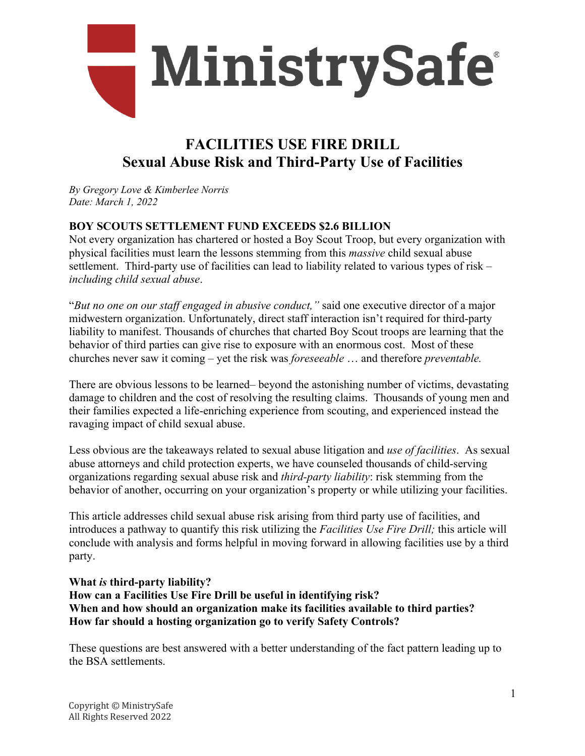MinistrySafe®

# FACILITIES USE FIRE DRILL
## Sexual Abuse Risk and Third-Party Use of Facilities

*By Gregory Love & Kimberlee Norris*
*Date: March 1, 2022*

**BOY SCOUTS SETTLEMENT FUND EXCEEDS $2.6 BILLION**

Not every organization has chartered or hosted a Boy Scout Troop, but every organization with physical facilities must learn the lessons stemming from this *massive* child sexual abuse settlement. Third-party use of facilities can lead to liability related to various types of risk – *including child sexual abuse*.

"*But no one on our staff engaged in abusive conduct,"* said one executive director of a major midwestern organization. Unfortunately, direct staff interaction isn't required for third-party liability to manifest. Thousands of churches that charted Boy Scout troops are learning that the behavior of third parties can give rise to exposure with an enormous cost. Most of these churches never saw it coming – yet the risk was *foreseeable* … and therefore *preventable.*

There are obvious lessons to be learned– beyond the astonishing number of victims, devastating damage to children and the cost of resolving the resulting claims. Thousands of young men and their families expected a life-enriching experience from scouting, and experienced instead the ravaging impact of child sexual abuse.

Less obvious are the takeaways related to sexual abuse litigation and *use of facilities*. As sexual abuse attorneys and child protection experts, we have counseled thousands of child-serving organizations regarding sexual abuse risk and *third-party liability*: risk stemming from the behavior of another, occurring on your organization's property or while utilizing your facilities.

This article addresses child sexual abuse risk arising from third party use of facilities, and introduces a pathway to quantify this risk utilizing the *Facilities Use Fire Drill;* this article will conclude with analysis and forms helpful in moving forward in allowing facilities use by a third party.

**What *is* third-party liability?**
**How can a Facilities Use Fire Drill be useful in identifying risk?**
**When and how should an organization make its facilities available to third parties?**
**How far should a hosting organization go to verify Safety Controls?**

These questions are best answered with a better understanding of the fact pattern leading up to the BSA settlements.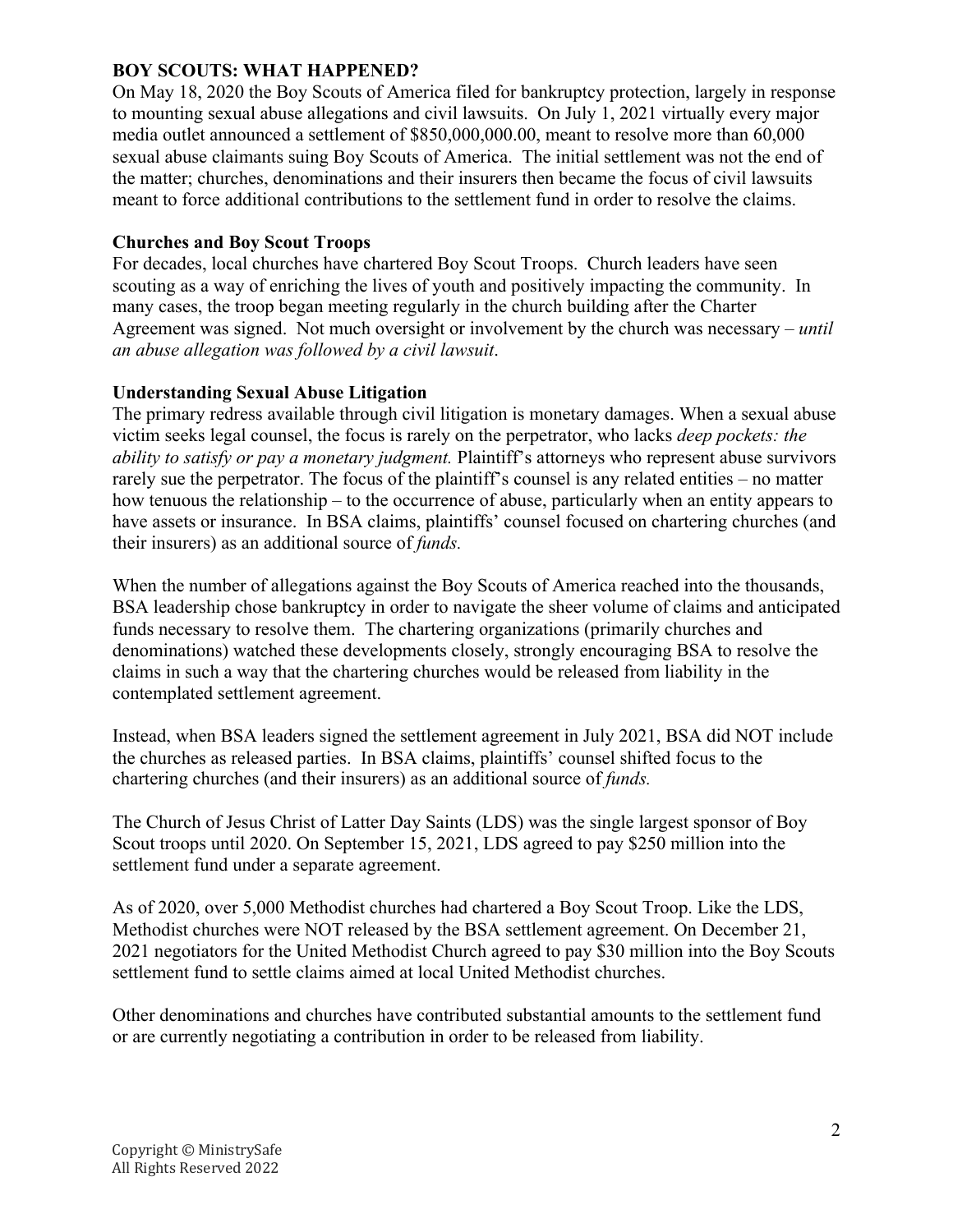**BOY SCOUTS: WHAT HAPPENED?**

On May 18, 2020 the Boy Scouts of America filed for bankruptcy protection, largely in response to mounting sexual abuse allegations and civil lawsuits. On July 1, 2021 virtually every major media outlet announced a settlement of $850,000,000.00, meant to resolve more than 60,000 sexual abuse claimants suing Boy Scouts of America. The initial settlement was not the end of the matter; churches, denominations and their insurers then became the focus of civil lawsuits meant to force additional contributions to the settlement fund in order to resolve the claims.

**Churches and Boy Scout Troops**

For decades, local churches have chartered Boy Scout Troops. Church leaders have seen scouting as a way of enriching the lives of youth and positively impacting the community. In many cases, the troop began meeting regularly in the church building after the Charter Agreement was signed. Not much oversight or involvement by the church was necessary – *until an abuse allegation was followed by a civil lawsuit*.

**Understanding Sexual Abuse Litigation**

The primary redress available through civil litigation is monetary damages. When a sexual abuse victim seeks legal counsel, the focus is rarely on the perpetrator, who lacks *deep pockets: the ability to satisfy or pay a monetary judgment.* Plaintiff's attorneys who represent abuse survivors rarely sue the perpetrator. The focus of the plaintiff's counsel is any related entities – no matter how tenuous the relationship – to the occurrence of abuse, particularly when an entity appears to have assets or insurance. In BSA claims, plaintiffs' counsel focused on chartering churches (and their insurers) as an additional source of *funds.*

When the number of allegations against the Boy Scouts of America reached into the thousands, BSA leadership chose bankruptcy in order to navigate the sheer volume of claims and anticipated funds necessary to resolve them. The chartering organizations (primarily churches and denominations) watched these developments closely, strongly encouraging BSA to resolve the claims in such a way that the chartering churches would be released from liability in the contemplated settlement agreement.

Instead, when BSA leaders signed the settlement agreement in July 2021, BSA did NOT include the churches as released parties. In BSA claims, plaintiffs' counsel shifted focus to the chartering churches (and their insurers) as an additional source of *funds.*

The Church of Jesus Christ of Latter Day Saints (LDS) was the single largest sponsor of Boy Scout troops until 2020. On September 15, 2021, LDS agreed to pay $250 million into the settlement fund under a separate agreement.

As of 2020, over 5,000 Methodist churches had chartered a Boy Scout Troop. Like the LDS, Methodist churches were NOT released by the BSA settlement agreement. On December 21, 2021 negotiators for the United Methodist Church agreed to pay $30 million into the Boy Scouts settlement fund to settle claims aimed at local United Methodist churches.

Other denominations and churches have contributed substantial amounts to the settlement fund or are currently negotiating a contribution in order to be released from liability.

Copyright © MinistrySafe
All Rights Reserved 2022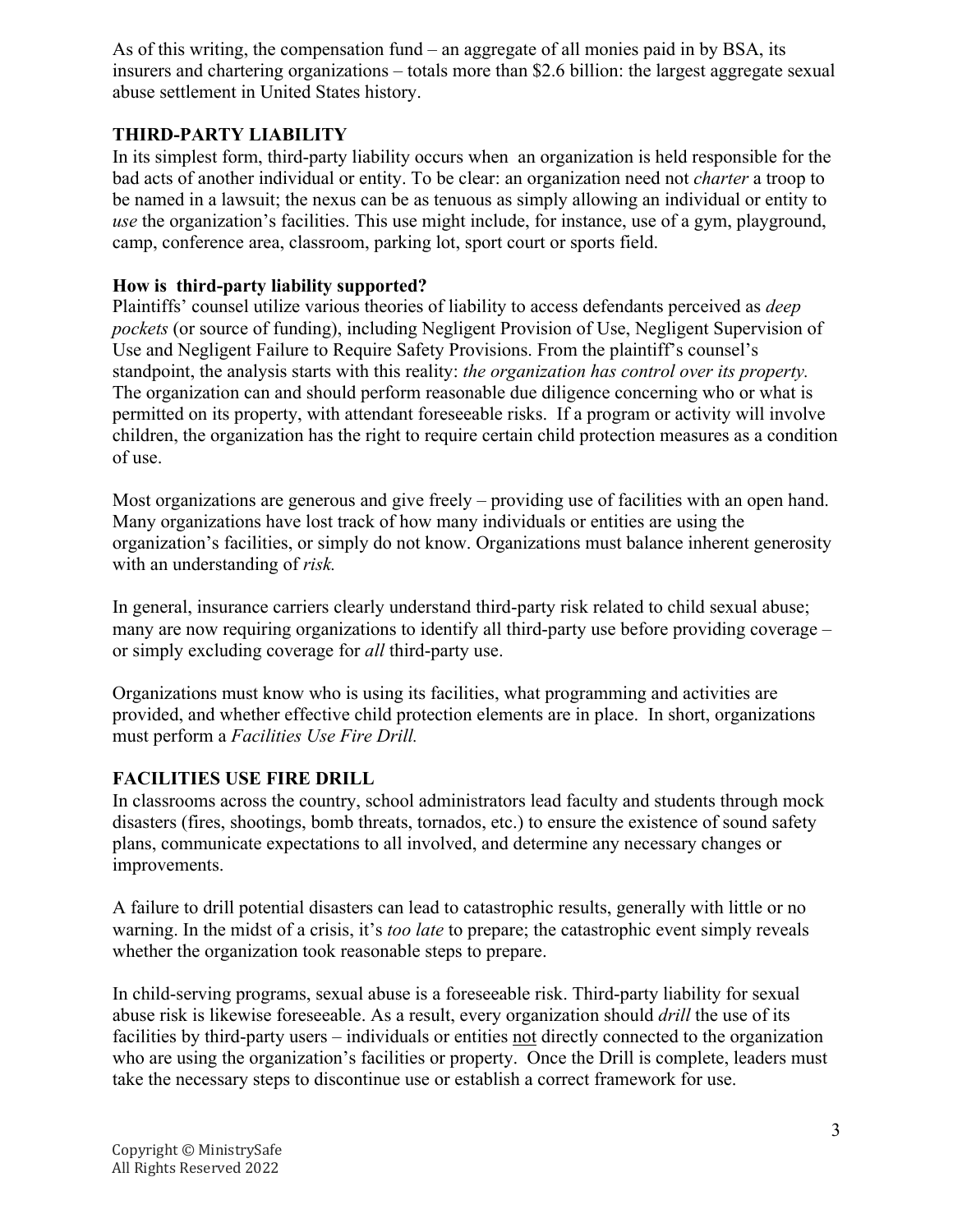As of this writing, the compensation fund – an aggregate of all monies paid in by BSA, its insurers and chartering organizations – totals more than $2.6 billion: the largest aggregate sexual abuse settlement in United States history.

## THIRD-PARTY LIABILITY

In its simplest form, third-party liability occurs when an organization is held responsible for the bad acts of another individual or entity. To be clear: an organization need not *charter* a troop to be named in a lawsuit; the nexus can be as tenuous as simply allowing an individual or entity to *use* the organization's facilities. This use might include, for instance, use of a gym, playground, camp, conference area, classroom, parking lot, sport court or sports field.

### How is third-party liability supported?

Plaintiffs' counsel utilize various theories of liability to access defendants perceived as *deep pockets* (or source of funding), including Negligent Provision of Use, Negligent Supervision of Use and Negligent Failure to Require Safety Provisions. From the plaintiff's counsel's standpoint, the analysis starts with this reality: *the organization has control over its property.* The organization can and should perform reasonable due diligence concerning who or what is permitted on its property, with attendant foreseeable risks. If a program or activity will involve children, the organization has the right to require certain child protection measures as a condition of use.

Most organizations are generous and give freely – providing use of facilities with an open hand. Many organizations have lost track of how many individuals or entities are using the organization's facilities, or simply do not know. Organizations must balance inherent generosity with an understanding of *risk.*

In general, insurance carriers clearly understand third-party risk related to child sexual abuse; many are now requiring organizations to identify all third-party use before providing coverage – or simply excluding coverage for *all* third-party use.

Organizations must know who is using its facilities, what programming and activities are provided, and whether effective child protection elements are in place. In short, organizations must perform a *Facilities Use Fire Drill.*

## FACILITIES USE FIRE DRILL

In classrooms across the country, school administrators lead faculty and students through mock disasters (fires, shootings, bomb threats, tornados, etc.) to ensure the existence of sound safety plans, communicate expectations to all involved, and determine any necessary changes or improvements.

A failure to drill potential disasters can lead to catastrophic results, generally with little or no warning. In the midst of a crisis, it's *too late* to prepare; the catastrophic event simply reveals whether the organization took reasonable steps to prepare.

In child-serving programs, sexual abuse is a foreseeable risk. Third-party liability for sexual abuse risk is likewise foreseeable. As a result, every organization should *drill* the use of its facilities by third-party users – individuals or entities <u>not</u> directly connected to the organization who are using the organization's facilities or property. Once the Drill is complete, leaders must take the necessary steps to discontinue use or establish a correct framework for use.

Copyright © MinistrySafe
All Rights Reserved 2022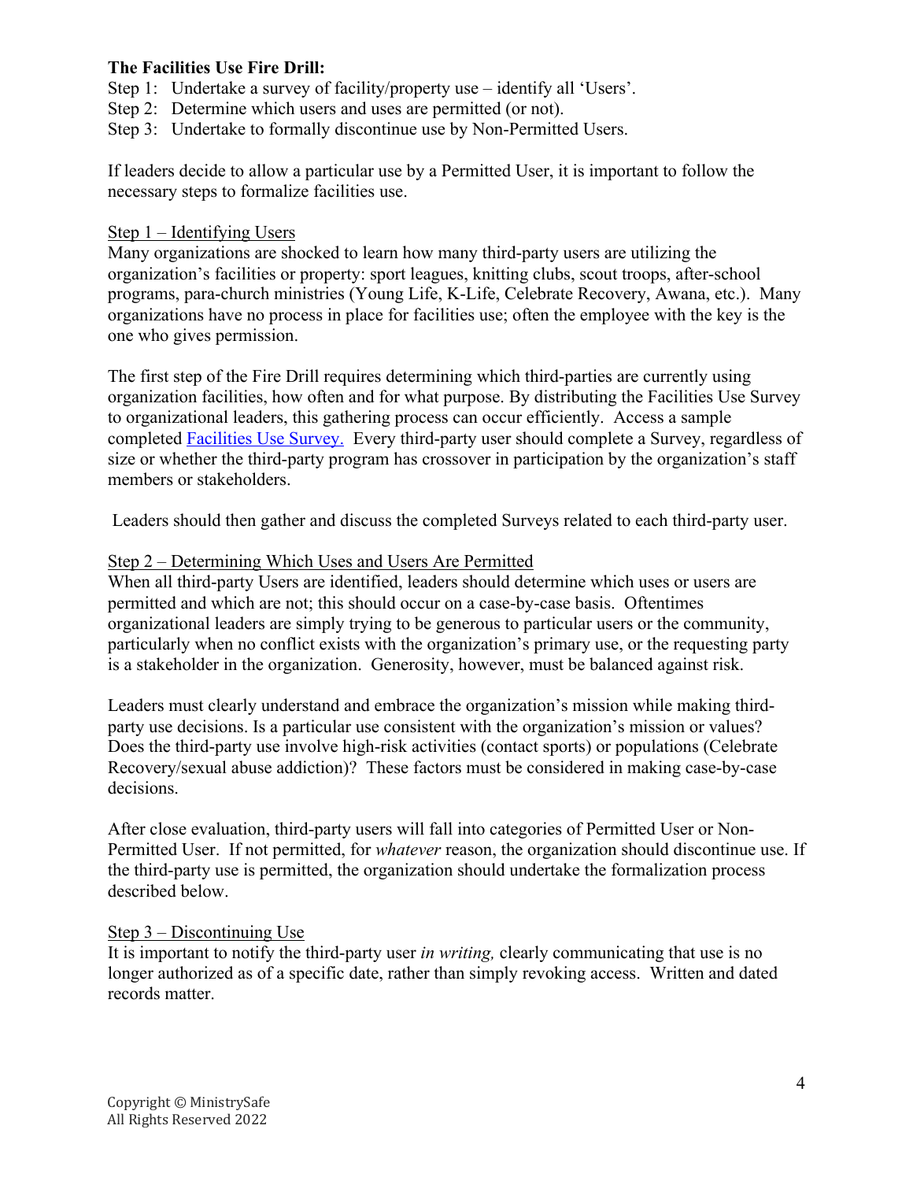**The Facilities Use Fire Drill:**

Step 1: Undertake a survey of facility/property use – identify all 'Users'.
Step 2: Determine which users and uses are permitted (or not).
Step 3: Undertake to formally discontinue use by Non-Permitted Users.

If leaders decide to allow a particular use by a Permitted User, it is important to follow the necessary steps to formalize facilities use.

<u>Step 1 – Identifying Users</u>

Many organizations are shocked to learn how many third-party users are utilizing the organization's facilities or property: sport leagues, knitting clubs, scout troops, after-school programs, para-church ministries (Young Life, K-Life, Celebrate Recovery, Awana, etc.). Many organizations have no process in place for facilities use; often the employee with the key is the one who gives permission.

The first step of the Fire Drill requires determining which third-parties are currently using organization facilities, how often and for what purpose. By distributing the Facilities Use Survey to organizational leaders, this gathering process can occur efficiently. Access a sample completed Facilities Use Survey. Every third-party user should complete a Survey, regardless of size or whether the third-party program has crossover in participation by the organization's staff members or stakeholders.

Leaders should then gather and discuss the completed Surveys related to each third-party user.

<u>Step 2 – Determining Which Uses and Users Are Permitted</u>

When all third-party Users are identified, leaders should determine which uses or users are permitted and which are not; this should occur on a case-by-case basis. Oftentimes organizational leaders are simply trying to be generous to particular users or the community, particularly when no conflict exists with the organization's primary use, or the requesting party is a stakeholder in the organization. Generosity, however, must be balanced against risk.

Leaders must clearly understand and embrace the organization's mission while making third-party use decisions. Is a particular use consistent with the organization's mission or values? Does the third-party use involve high-risk activities (contact sports) or populations (Celebrate Recovery/sexual abuse addiction)? These factors must be considered in making case-by-case decisions.

After close evaluation, third-party users will fall into categories of Permitted User or Non-Permitted User. If not permitted, for *whatever* reason, the organization should discontinue use. If the third-party use is permitted, the organization should undertake the formalization process described below.

<u>Step 3 – Discontinuing Use</u>

It is important to notify the third-party user *in writing,* clearly communicating that use is no longer authorized as of a specific date, rather than simply revoking access. Written and dated records matter.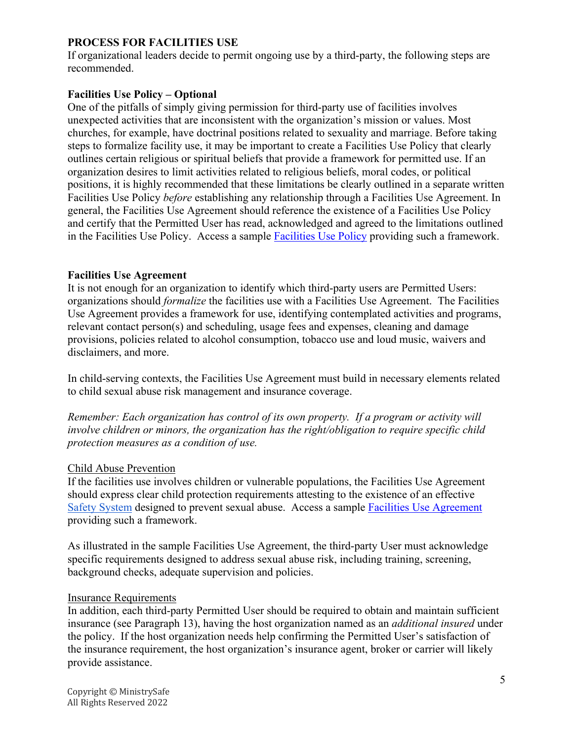**PROCESS FOR FACILITIES USE**

If organizational leaders decide to permit ongoing use by a third-party, the following steps are recommended.

**Facilities Use Policy – Optional**

One of the pitfalls of simply giving permission for third-party use of facilities involves unexpected activities that are inconsistent with the organization's mission or values. Most churches, for example, have doctrinal positions related to sexuality and marriage. Before taking steps to formalize facility use, it may be important to create a Facilities Use Policy that clearly outlines certain religious or spiritual beliefs that provide a framework for permitted use. If an organization desires to limit activities related to religious beliefs, moral codes, or political positions, it is highly recommended that these limitations be clearly outlined in a separate written Facilities Use Policy *before* establishing any relationship through a Facilities Use Agreement. In general, the Facilities Use Agreement should reference the existence of a Facilities Use Policy and certify that the Permitted User has read, acknowledged and agreed to the limitations outlined in the Facilities Use Policy. Access a sample Facilities Use Policy providing such a framework.

**Facilities Use Agreement**

It is not enough for an organization to identify which third-party users are Permitted Users: organizations should *formalize* the facilities use with a Facilities Use Agreement. The Facilities Use Agreement provides a framework for use, identifying contemplated activities and programs, relevant contact person(s) and scheduling, usage fees and expenses, cleaning and damage provisions, policies related to alcohol consumption, tobacco use and loud music, waivers and disclaimers, and more.

In child-serving contexts, the Facilities Use Agreement must build in necessary elements related to child sexual abuse risk management and insurance coverage.

*Remember: Each organization has control of its own property. If a program or activity will involve children or minors, the organization has the right/obligation to require specific child protection measures as a condition of use.*

Child Abuse Prevention

If the facilities use involves children or vulnerable populations, the Facilities Use Agreement should express clear child protection requirements attesting to the existence of an effective Safety System designed to prevent sexual abuse. Access a sample Facilities Use Agreement providing such a framework.

As illustrated in the sample Facilities Use Agreement, the third-party User must acknowledge specific requirements designed to address sexual abuse risk, including training, screening, background checks, adequate supervision and policies.

Insurance Requirements

In addition, each third-party Permitted User should be required to obtain and maintain sufficient insurance (see Paragraph 13), having the host organization named as an *additional insured* under the policy. If the host organization needs help confirming the Permitted User's satisfaction of the insurance requirement, the host organization's insurance agent, broker or carrier will likely provide assistance.

Copyright © MinistrySafe
All Rights Reserved 2022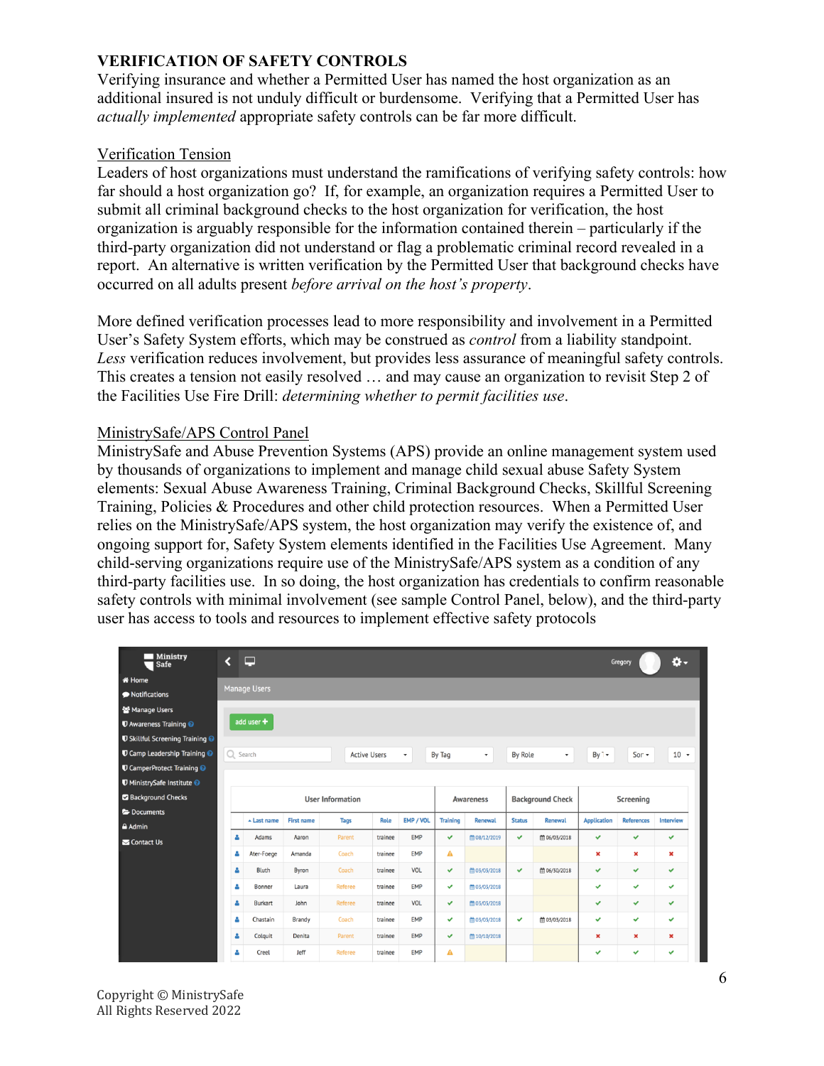## VERIFICATION OF SAFETY CONTROLS

Verifying insurance and whether a Permitted User has named the host organization as an additional insured is not unduly difficult or burdensome. Verifying that a Permitted User has *actually implemented* appropriate safety controls can be far more difficult.

### Verification Tension

Leaders of host organizations must understand the ramifications of verifying safety controls: how far should a host organization go? If, for example, an organization requires a Permitted User to submit all criminal background checks to the host organization for verification, the host organization is arguably responsible for the information contained therein – particularly if the third-party organization did not understand or flag a problematic criminal record revealed in a report. An alternative is written verification by the Permitted User that background checks have occurred on all adults present *before arrival on the host's property*.

More defined verification processes lead to more responsibility and involvement in a Permitted User's Safety System efforts, which may be construed as *control* from a liability standpoint. *Less* verification reduces involvement, but provides less assurance of meaningful safety controls. This creates a tension not easily resolved … and may cause an organization to revisit Step 2 of the Facilities Use Fire Drill: *determining whether to permit facilities use*.

### MinistrySafe/APS Control Panel

MinistrySafe and Abuse Prevention Systems (APS) provide an online management system used by thousands of organizations to implement and manage child sexual abuse Safety System elements: Sexual Abuse Awareness Training, Criminal Background Checks, Skillful Screening Training, Policies & Procedures and other child protection resources. When a Permitted User relies on the MinistrySafe/APS system, the host organization may verify the existence of, and ongoing support for, Safety System elements identified in the Facilities Use Agreement. Many child-serving organizations require use of the MinistrySafe/APS system as a condition of any third-party facilities use. In so doing, the host organization has credentials to confirm reasonable safety controls with minimal involvement (see sample Control Panel, below), and the third-party user has access to tools and resources to implement effective safety protocols

| User Information | | | | | Awareness | | Background Check | | Screening | | |
|---|---|---|---|---|---|---|---|---|---|---|---|
| Last name | First name | Tags | Role | EMP / VOL | Training | Renewal | Status | Renewal | Application | References | Interview |
| Adams | Aaron | Parent | trainee | EMP | ✔ | 08/12/2019 | ✔ | 06/03/2018 | ✔ | ✔ | ✔ |
| Ater-Foege | Amanda | Coach | trainee | EMP | ⚠ | | | | ✖ | ✖ | ✖ |
| Bluth | Byron | Coach | trainee | VOL | ✔ | 03/03/2018 | ✔ | 06/30/2018 | ✔ | ✔ | ✔ |
| Bonner | Laura | Referee | trainee | EMP | ✔ | 03/03/2018 | | | ✔ | ✔ | ✔ |
| Burkart | John | Referee | trainee | VOL | ✔ | 03/03/2018 | | | ✔ | ✔ | ✔ |
| Chastain | Brandy | Coach | trainee | EMP | ✔ | 03/03/2018 | ✔ | 03/03/2018 | ✔ | ✔ | ✔ |
| Colquit | Denita | Parent | trainee | EMP | ✔ | 10/10/2018 | | | ✖ | ✖ | ✖ |
| Creel | Jeff | Referee | trainee | EMP | ⚠ | | | | ✔ | ✔ | ✔ |

Copyright © MinistrySafe
All Rights Reserved 2022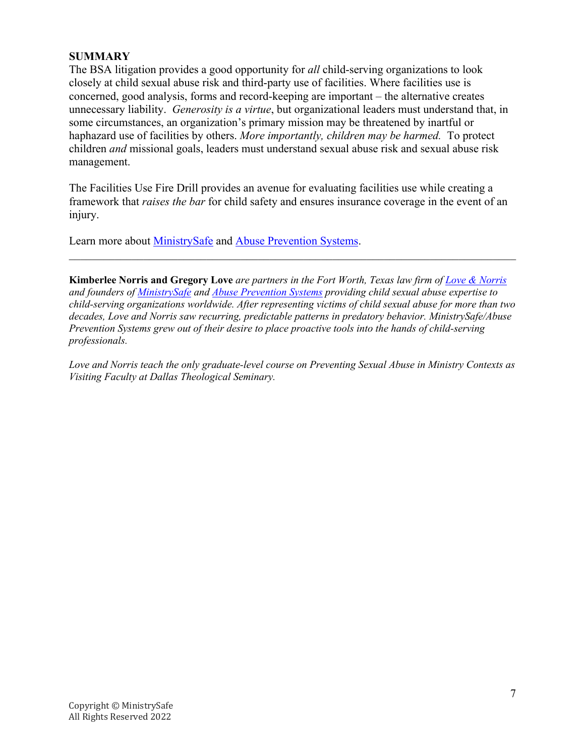## SUMMARY

The BSA litigation provides a good opportunity for *all* child-serving organizations to look closely at child sexual abuse risk and third-party use of facilities. Where facilities use is concerned, good analysis, forms and record-keeping are important – the alternative creates unnecessary liability. *Generosity is a virtue*, but organizational leaders must understand that, in some circumstances, an organization's primary mission may be threatened by inartful or haphazard use of facilities by others. *More importantly, children may be harmed.* To protect children *and* missional goals, leaders must understand sexual abuse risk and sexual abuse risk management.

The Facilities Use Fire Drill provides an avenue for evaluating facilities use while creating a framework that *raises the bar* for child safety and ensures insurance coverage in the event of an injury.

Learn more about MinistrySafe and Abuse Prevention Systems.

---

**Kimberlee Norris and Gregory Love** *are partners in the Fort Worth, Texas law firm of Love & Norris and founders of MinistrySafe and Abuse Prevention Systems providing child sexual abuse expertise to child-serving organizations worldwide. After representing victims of child sexual abuse for more than two decades, Love and Norris saw recurring, predictable patterns in predatory behavior. MinistrySafe/Abuse Prevention Systems grew out of their desire to place proactive tools into the hands of child-serving professionals.*

*Love and Norris teach the only graduate-level course on Preventing Sexual Abuse in Ministry Contexts as Visiting Faculty at Dallas Theological Seminary.*

Copyright © MinistrySafe
All Rights Reserved 2022